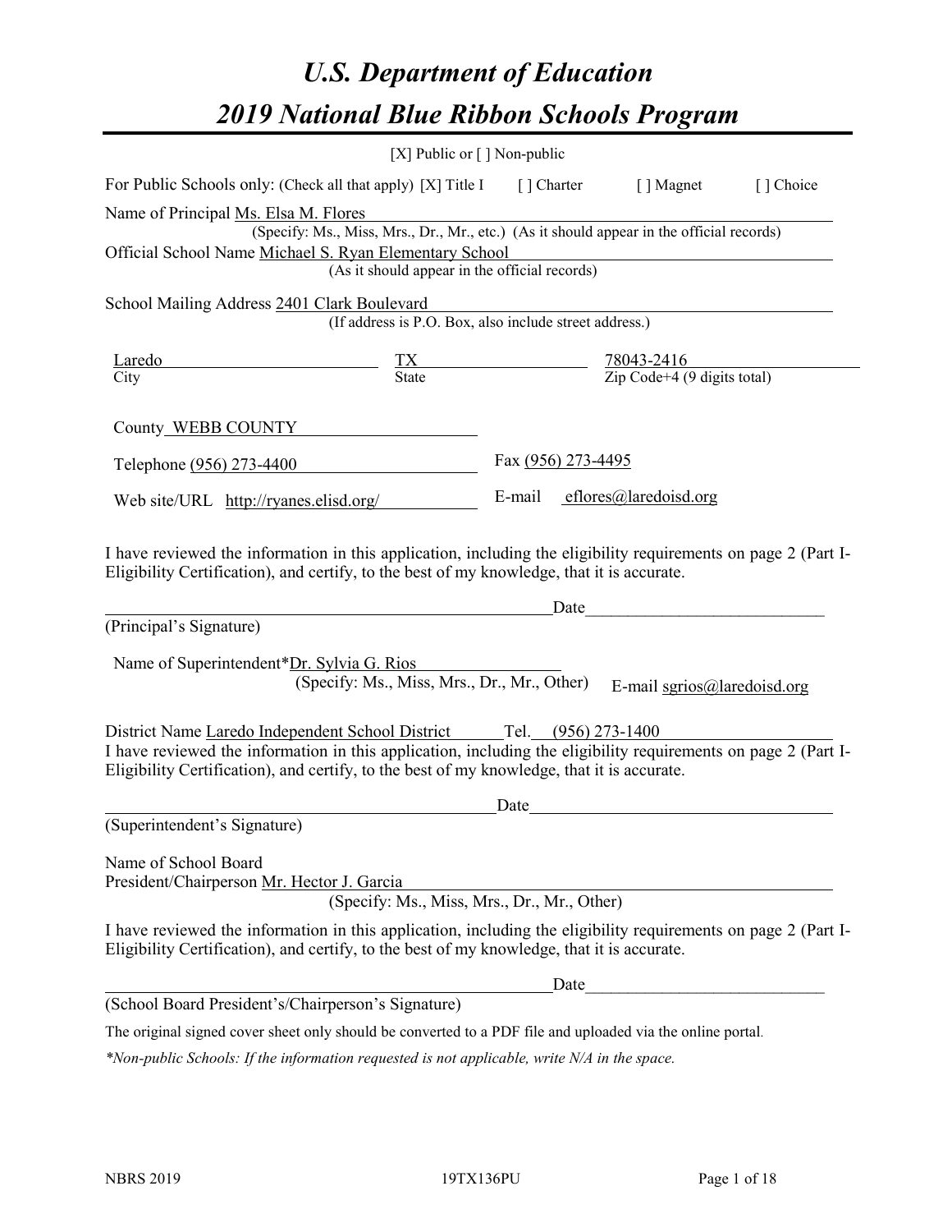# U.S. Department of Education

# 2019 National Blue Ribbon Schools Program

[X] Public or [ ] Non-public

For Public Schools only: (Check all that apply) [X] Title I [ ] Charter [ ] Magnet [ ] Choice

Name of Principal Ms. Elsa M. Flores
(Specify: Ms., Miss, Mrs., Dr., Mr., etc.) (As it should appear in the official records)

Official School Name Michael S. Ryan Elementary School
(As it should appear in the official records)

School Mailing Address 2401 Clark Boulevard
(If address is P.O. Box, also include street address.)

| Laredo | TX | 78043-2416 |
|---|---|---|
| City | State | Zip Code+4 (9 digits total) |

County WEBB COUNTY

Telephone (956) 273-4400 Fax (956) 273-4495

Web site/URL http://ryanes.elisd.org/ E-mail eflores@laredoisd.org

I have reviewed the information in this application, including the eligibility requirements on page 2 (Part I-Eligibility Certification), and certify, to the best of my knowledge, that it is accurate.

_______________________________________________ Date___________________________

(Principal's Signature)

Name of Superintendent* Dr. Sylvia G. Rios
(Specify: Ms., Miss, Mrs., Dr., Mr., Other) E-mail sgrios@laredoisd.org

District Name Laredo Independent School District Tel. (956) 273-1400

I have reviewed the information in this application, including the eligibility requirements on page 2 (Part I-Eligibility Certification), and certify, to the best of my knowledge, that it is accurate.

_______________________________________________ Date___________________________

(Superintendent's Signature)

Name of School Board
President/Chairperson Mr. Hector J. Garcia
(Specify: Ms., Miss, Mrs., Dr., Mr., Other)

I have reviewed the information in this application, including the eligibility requirements on page 2 (Part I-Eligibility Certification), and certify, to the best of my knowledge, that it is accurate.

_______________________________________________ Date___________________________

(School Board President's/Chairperson's Signature)

The original signed cover sheet only should be converted to a PDF file and uploaded via the online portal.

*\*Non-public Schools: If the information requested is not applicable, write N/A in the space.*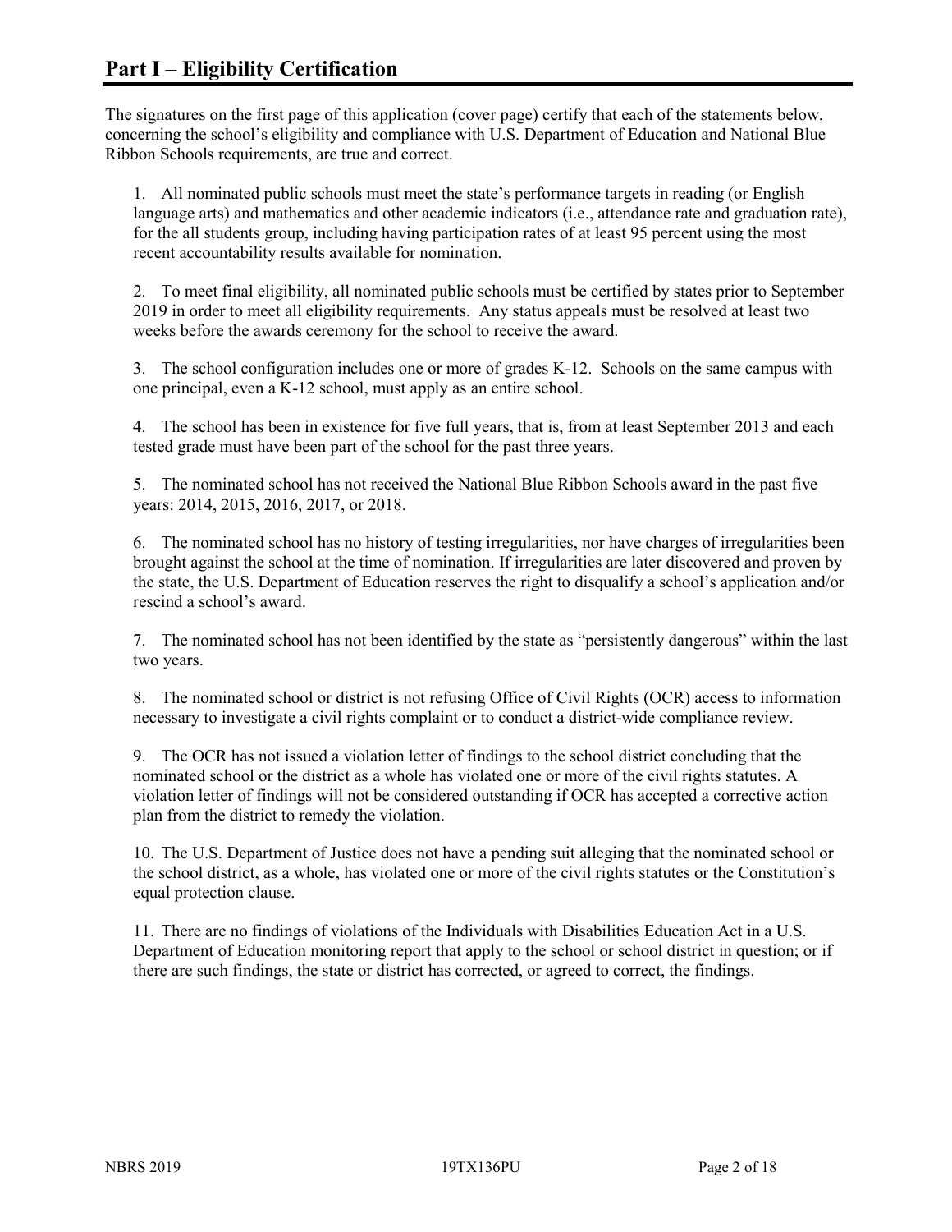# Part I – Eligibility Certification

The signatures on the first page of this application (cover page) certify that each of the statements below, concerning the school's eligibility and compliance with U.S. Department of Education and National Blue Ribbon Schools requirements, are true and correct.

1. All nominated public schools must meet the state's performance targets in reading (or English language arts) and mathematics and other academic indicators (i.e., attendance rate and graduation rate), for the all students group, including having participation rates of at least 95 percent using the most recent accountability results available for nomination.

2. To meet final eligibility, all nominated public schools must be certified by states prior to September 2019 in order to meet all eligibility requirements. Any status appeals must be resolved at least two weeks before the awards ceremony for the school to receive the award.

3. The school configuration includes one or more of grades K-12. Schools on the same campus with one principal, even a K-12 school, must apply as an entire school.

4. The school has been in existence for five full years, that is, from at least September 2013 and each tested grade must have been part of the school for the past three years.

5. The nominated school has not received the National Blue Ribbon Schools award in the past five years: 2014, 2015, 2016, 2017, or 2018.

6. The nominated school has no history of testing irregularities, nor have charges of irregularities been brought against the school at the time of nomination. If irregularities are later discovered and proven by the state, the U.S. Department of Education reserves the right to disqualify a school's application and/or rescind a school's award.

7. The nominated school has not been identified by the state as "persistently dangerous" within the last two years.

8. The nominated school or district is not refusing Office of Civil Rights (OCR) access to information necessary to investigate a civil rights complaint or to conduct a district-wide compliance review.

9. The OCR has not issued a violation letter of findings to the school district concluding that the nominated school or the district as a whole has violated one or more of the civil rights statutes. A violation letter of findings will not be considered outstanding if OCR has accepted a corrective action plan from the district to remedy the violation.

10. The U.S. Department of Justice does not have a pending suit alleging that the nominated school or the school district, as a whole, has violated one or more of the civil rights statutes or the Constitution's equal protection clause.

11. There are no findings of violations of the Individuals with Disabilities Education Act in a U.S. Department of Education monitoring report that apply to the school or school district in question; or if there are such findings, the state or district has corrected, or agreed to correct, the findings.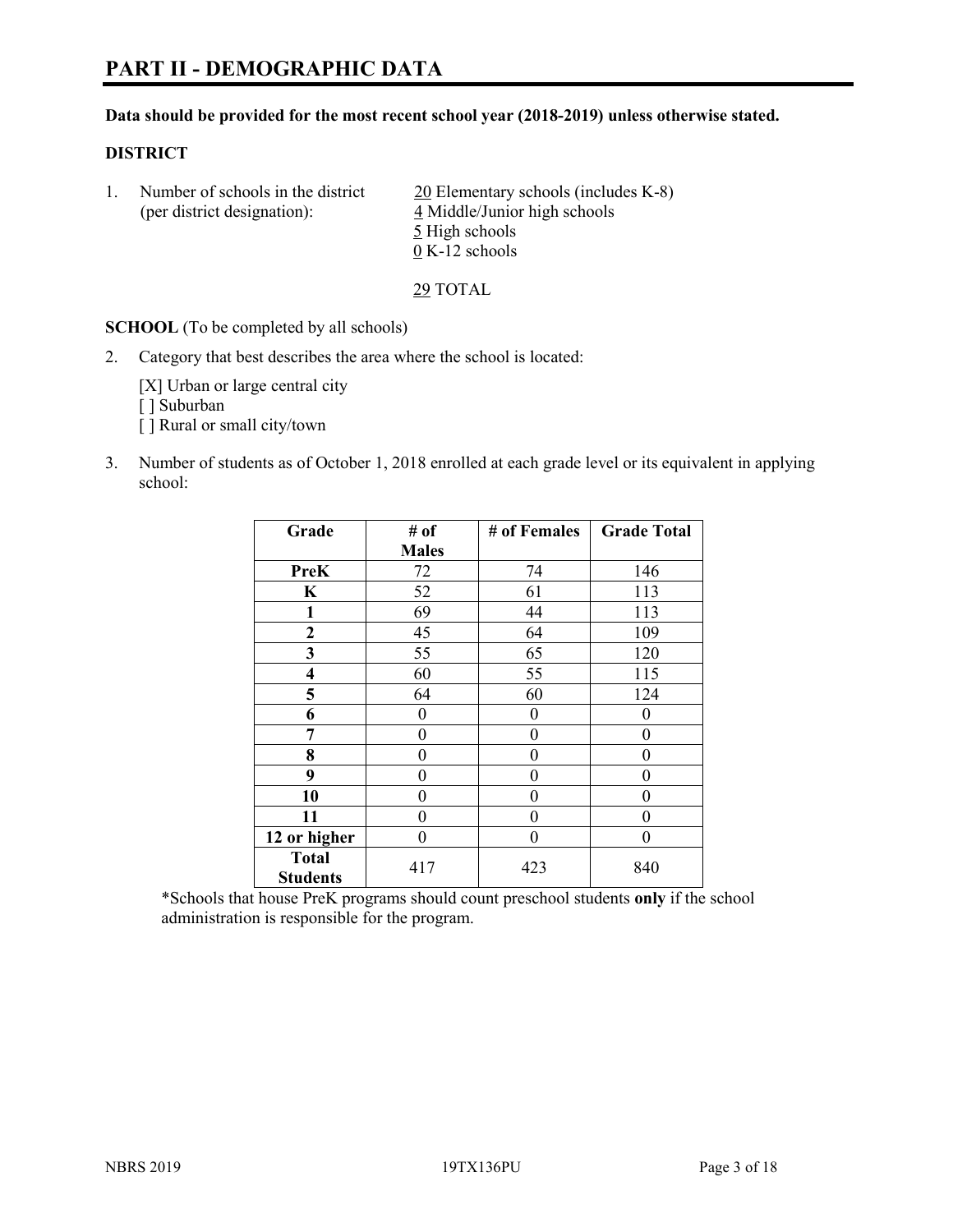# PART II - DEMOGRAPHIC DATA

**Data should be provided for the most recent school year (2018-2019) unless otherwise stated.**

**DISTRICT**

1. Number of schools in the district (per district designation):
   - 20 Elementary schools (includes K-8)
   - 4 Middle/Junior high schools
   - 5 High schools
   - 0 K-12 schools

   29 TOTAL

**SCHOOL** (To be completed by all schools)

2. Category that best describes the area where the school is located:

   [X] Urban or large central city
   [ ] Suburban
   [ ] Rural or small city/town

3. Number of students as of October 1, 2018 enrolled at each grade level or its equivalent in applying school:

| Grade | # of Males | # of Females | Grade Total |
|---|---|---|---|
| **PreK** | 72 | 74 | 146 |
| **K** | 52 | 61 | 113 |
| **1** | 69 | 44 | 113 |
| **2** | 45 | 64 | 109 |
| **3** | 55 | 65 | 120 |
| **4** | 60 | 55 | 115 |
| **5** | 64 | 60 | 124 |
| **6** | 0 | 0 | 0 |
| **7** | 0 | 0 | 0 |
| **8** | 0 | 0 | 0 |
| **9** | 0 | 0 | 0 |
| **10** | 0 | 0 | 0 |
| **11** | 0 | 0 | 0 |
| **12 or higher** | 0 | 0 | 0 |
| **Total Students** | 417 | 423 | 840 |

*Schools that house PreK programs should count preschool students **only** if the school administration is responsible for the program.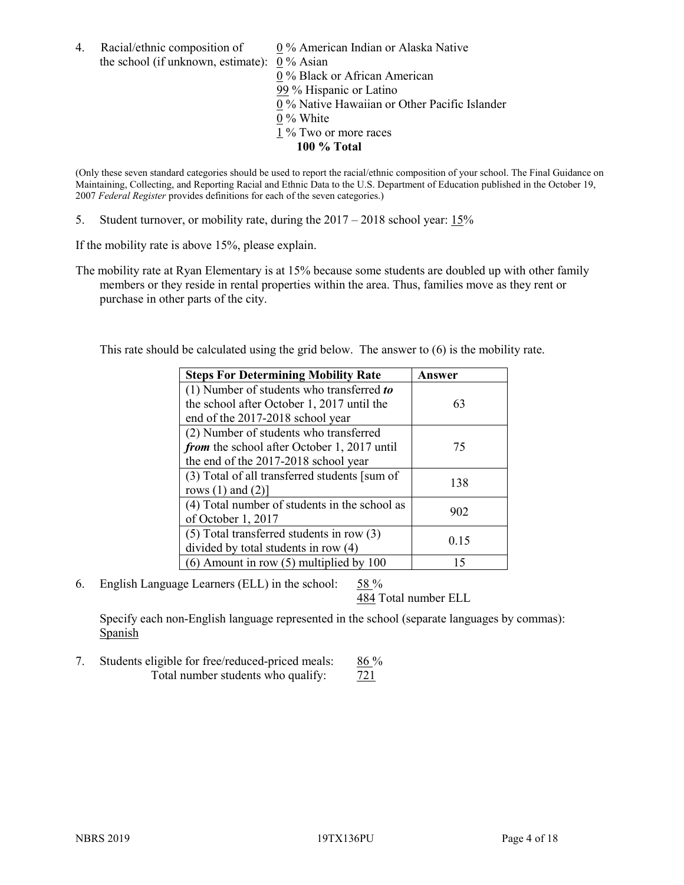4. Racial/ethnic composition of the school (if unknown, estimate):
   - 0 % American Indian or Alaska Native
   - 0 % Asian
   - 0 % Black or African American
   - 99 % Hispanic or Latino
   - 0 % Native Hawaiian or Other Pacific Islander
   - 0 % White
   - 1 % Two or more races
   - **100 % Total**

(Only these seven standard categories should be used to report the racial/ethnic composition of your school. The Final Guidance on Maintaining, Collecting, and Reporting Racial and Ethnic Data to the U.S. Department of Education published in the October 19, 2007 *Federal Register* provides definitions for each of the seven categories.)

5. Student turnover, or mobility rate, during the 2017 – 2018 school year: 15%

If the mobility rate is above 15%, please explain.

The mobility rate at Ryan Elementary is at 15% because some students are doubled up with other family members or they reside in rental properties within the area. Thus, families move as they rent or purchase in other parts of the city.

This rate should be calculated using the grid below. The answer to (6) is the mobility rate.

| **Steps For Determining Mobility Rate** | **Answer** |
| --- | --- |
| (1) Number of students who transferred ***to*** the school after October 1, 2017 until the end of the 2017-2018 school year | 63 |
| (2) Number of students who transferred ***from*** the school after October 1, 2017 until the end of the 2017-2018 school year | 75 |
| (3) Total of all transferred students [sum of rows (1) and (2)] | 138 |
| (4) Total number of students in the school as of October 1, 2017 | 902 |
| (5) Total transferred students in row (3) divided by total students in row (4) | 0.15 |
| (6) Amount in row (5) multiplied by 100 | 15 |

6. English Language Learners (ELL) in the school: 58 %
   484 Total number ELL

   Specify each non-English language represented in the school (separate languages by commas): Spanish

7. Students eligible for free/reduced-priced meals: 86 %
   Total number students who qualify: 721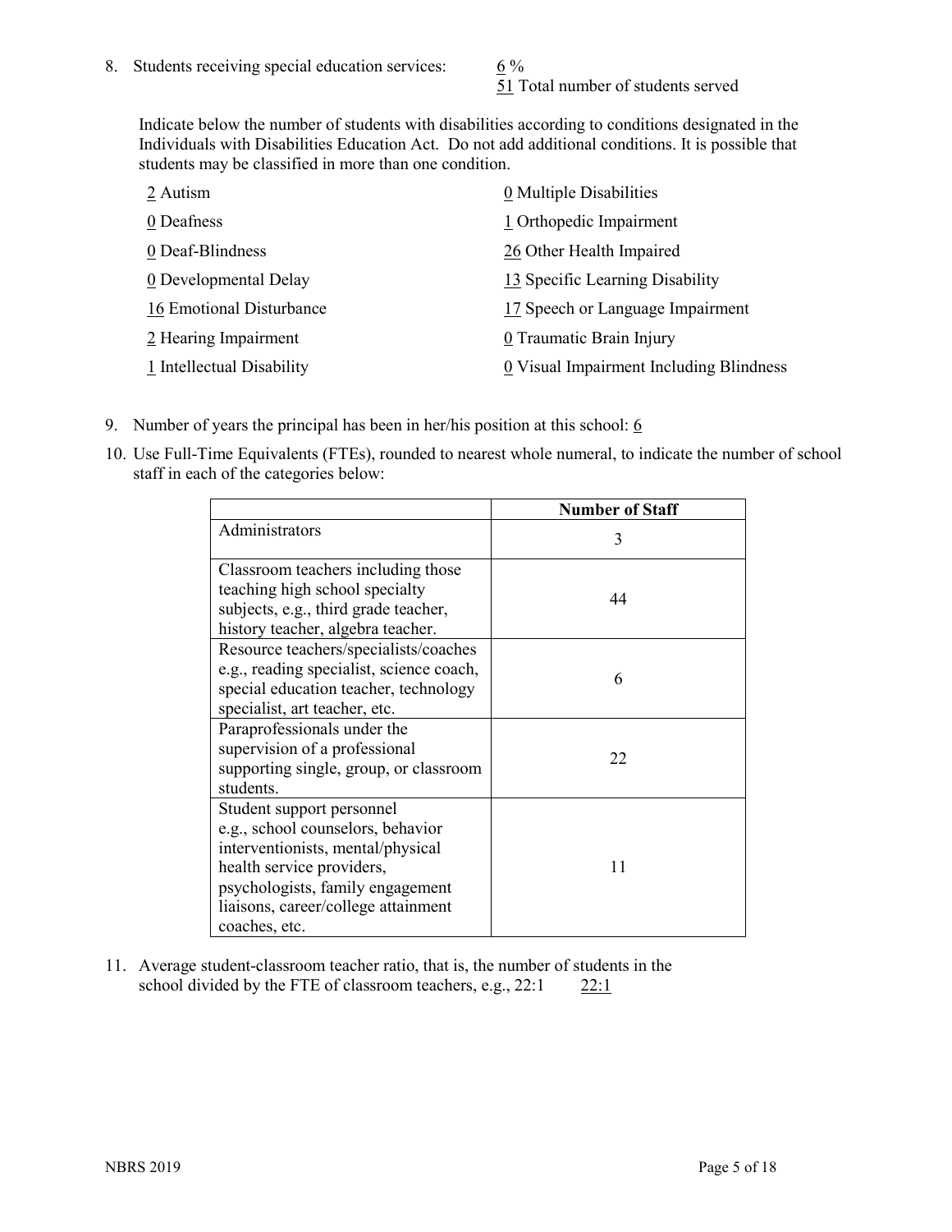8. Students receiving special education services: 6 %
   51 Total number of students served

   Indicate below the number of students with disabilities according to conditions designated in the Individuals with Disabilities Education Act. Do not add additional conditions. It is possible that students may be classified in more than one condition.

   2 Autism
   0 Deafness
   0 Deaf-Blindness
   0 Developmental Delay
   16 Emotional Disturbance
   2 Hearing Impairment
   1 Intellectual Disability
   0 Multiple Disabilities
   1 Orthopedic Impairment
   26 Other Health Impaired
   13 Specific Learning Disability
   17 Speech or Language Impairment
   0 Traumatic Brain Injury
   0 Visual Impairment Including Blindness

9. Number of years the principal has been in her/his position at this school: 6

10. Use Full-Time Equivalents (FTEs), rounded to nearest whole numeral, to indicate the number of school staff in each of the categories below:

| | Number of Staff |
|---|---|
| Administrators | 3 |
| Classroom teachers including those teaching high school specialty subjects, e.g., third grade teacher, history teacher, algebra teacher. | 44 |
| Resource teachers/specialists/coaches e.g., reading specialist, science coach, special education teacher, technology specialist, art teacher, etc. | 6 |
| Paraprofessionals under the supervision of a professional supporting single, group, or classroom students. | 22 |
| Student support personnel e.g., school counselors, behavior interventionists, mental/physical health service providers, psychologists, family engagement liaisons, career/college attainment coaches, etc. | 11 |

11. Average student-classroom teacher ratio, that is, the number of students in the school divided by the FTE of classroom teachers, e.g., 22:1 22:1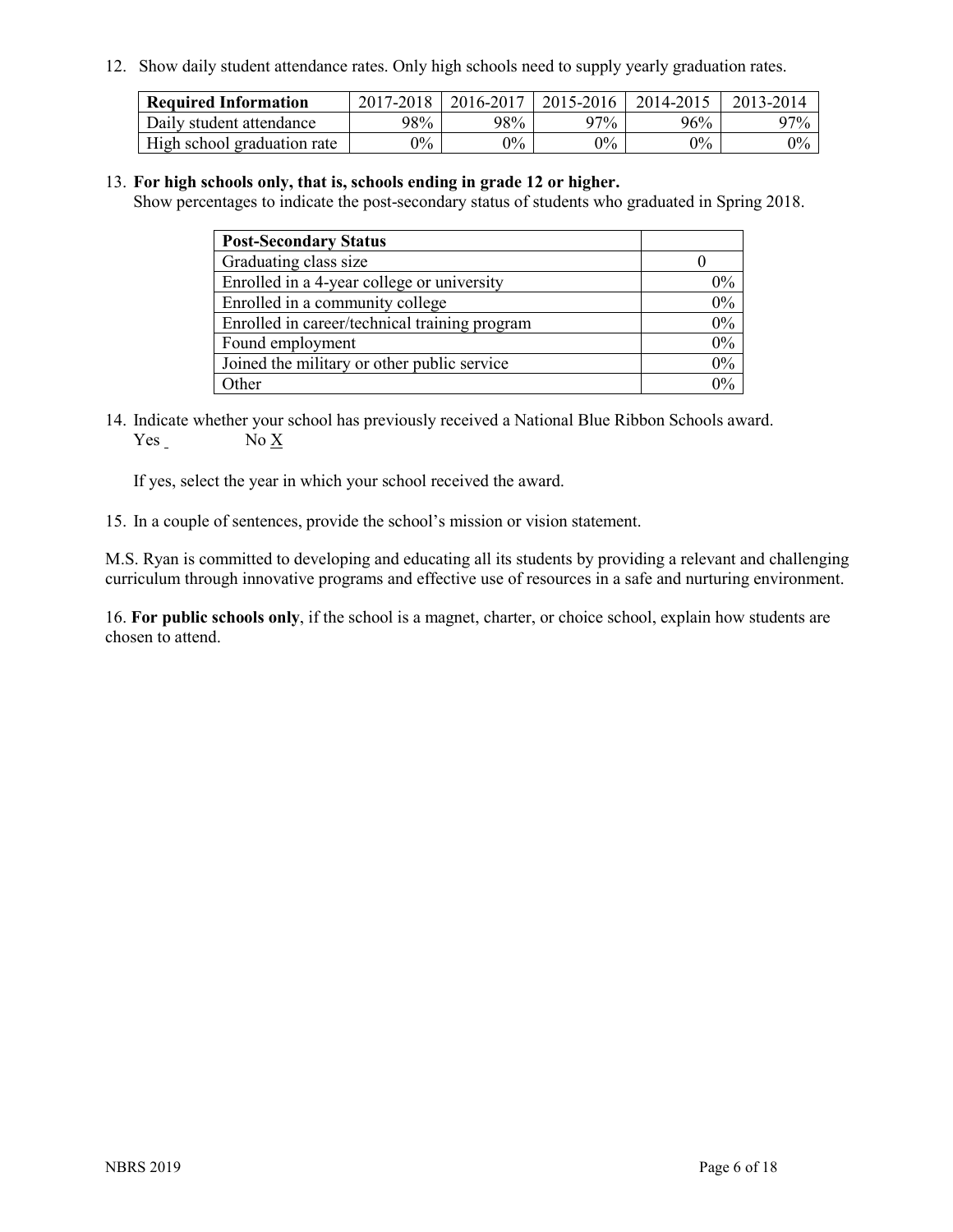12. Show daily student attendance rates. Only high schools need to supply yearly graduation rates.

| Required Information | 2017-2018 | 2016-2017 | 2015-2016 | 2014-2015 | 2013-2014 |
|---|---|---|---|---|---|
| Daily student attendance | 98% | 98% | 97% | 96% | 97% |
| High school graduation rate | 0% | 0% | 0% | 0% | 0% |

13. **For high schools only, that is, schools ending in grade 12 or higher.**
Show percentages to indicate the post-secondary status of students who graduated in Spring 2018.

| Post-Secondary Status | |
|---|---|
| Graduating class size | 0 |
| Enrolled in a 4-year college or university | 0% |
| Enrolled in a community college | 0% |
| Enrolled in career/technical training program | 0% |
| Found employment | 0% |
| Joined the military or other public service | 0% |
| Other | 0% |

14. Indicate whether your school has previously received a National Blue Ribbon Schools award.
Yes _ No X

If yes, select the year in which your school received the award.

15. In a couple of sentences, provide the school's mission or vision statement.

M.S. Ryan is committed to developing and educating all its students by providing a relevant and challenging curriculum through innovative programs and effective use of resources in a safe and nurturing environment.

16. **For public schools only**, if the school is a magnet, charter, or choice school, explain how students are chosen to attend.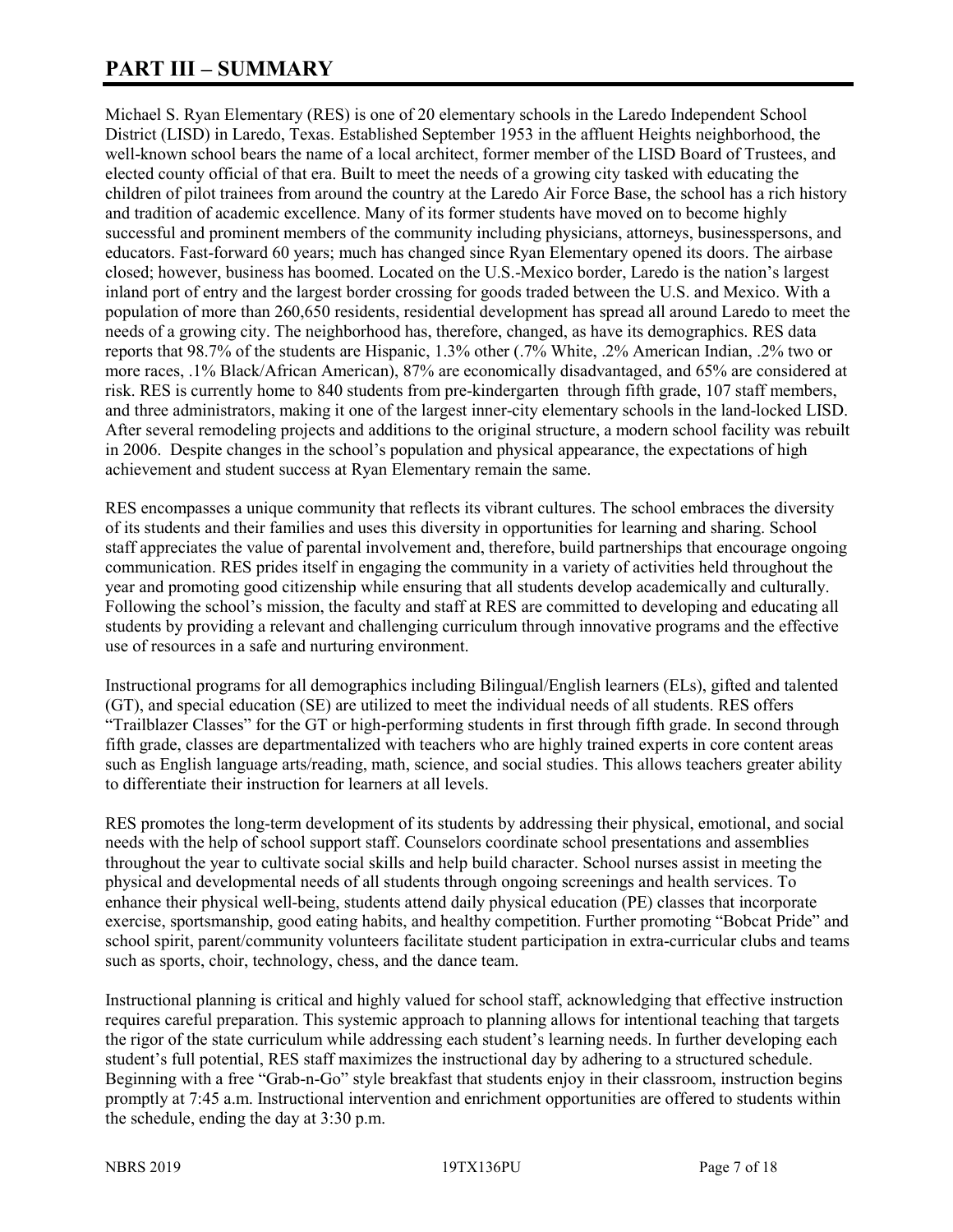# PART III – SUMMARY

Michael S. Ryan Elementary (RES) is one of 20 elementary schools in the Laredo Independent School District (LISD) in Laredo, Texas. Established September 1953 in the affluent Heights neighborhood, the well-known school bears the name of a local architect, former member of the LISD Board of Trustees, and elected county official of that era. Built to meet the needs of a growing city tasked with educating the children of pilot trainees from around the country at the Laredo Air Force Base, the school has a rich history and tradition of academic excellence. Many of its former students have moved on to become highly successful and prominent members of the community including physicians, attorneys, businesspersons, and educators. Fast-forward 60 years; much has changed since Ryan Elementary opened its doors. The airbase closed; however, business has boomed. Located on the U.S.-Mexico border, Laredo is the nation's largest inland port of entry and the largest border crossing for goods traded between the U.S. and Mexico. With a population of more than 260,650 residents, residential development has spread all around Laredo to meet the needs of a growing city. The neighborhood has, therefore, changed, as have its demographics. RES data reports that 98.7% of the students are Hispanic, 1.3% other (.7% White, .2% American Indian, .2% two or more races, .1% Black/African American), 87% are economically disadvantaged, and 65% are considered at risk. RES is currently home to 840 students from pre-kindergarten through fifth grade, 107 staff members, and three administrators, making it one of the largest inner-city elementary schools in the land-locked LISD. After several remodeling projects and additions to the original structure, a modern school facility was rebuilt in 2006. Despite changes in the school's population and physical appearance, the expectations of high achievement and student success at Ryan Elementary remain the same.

RES encompasses a unique community that reflects its vibrant cultures. The school embraces the diversity of its students and their families and uses this diversity in opportunities for learning and sharing. School staff appreciates the value of parental involvement and, therefore, build partnerships that encourage ongoing communication. RES prides itself in engaging the community in a variety of activities held throughout the year and promoting good citizenship while ensuring that all students develop academically and culturally. Following the school's mission, the faculty and staff at RES are committed to developing and educating all students by providing a relevant and challenging curriculum through innovative programs and the effective use of resources in a safe and nurturing environment.

Instructional programs for all demographics including Bilingual/English learners (ELs), gifted and talented (GT), and special education (SE) are utilized to meet the individual needs of all students. RES offers "Trailblazer Classes" for the GT or high-performing students in first through fifth grade. In second through fifth grade, classes are departmentalized with teachers who are highly trained experts in core content areas such as English language arts/reading, math, science, and social studies. This allows teachers greater ability to differentiate their instruction for learners at all levels.

RES promotes the long-term development of its students by addressing their physical, emotional, and social needs with the help of school support staff. Counselors coordinate school presentations and assemblies throughout the year to cultivate social skills and help build character. School nurses assist in meeting the physical and developmental needs of all students through ongoing screenings and health services. To enhance their physical well-being, students attend daily physical education (PE) classes that incorporate exercise, sportsmanship, good eating habits, and healthy competition. Further promoting "Bobcat Pride" and school spirit, parent/community volunteers facilitate student participation in extra-curricular clubs and teams such as sports, choir, technology, chess, and the dance team.

Instructional planning is critical and highly valued for school staff, acknowledging that effective instruction requires careful preparation. This systemic approach to planning allows for intentional teaching that targets the rigor of the state curriculum while addressing each student's learning needs. In further developing each student's full potential, RES staff maximizes the instructional day by adhering to a structured schedule. Beginning with a free "Grab-n-Go" style breakfast that students enjoy in their classroom, instruction begins promptly at 7:45 a.m. Instructional intervention and enrichment opportunities are offered to students within the schedule, ending the day at 3:30 p.m.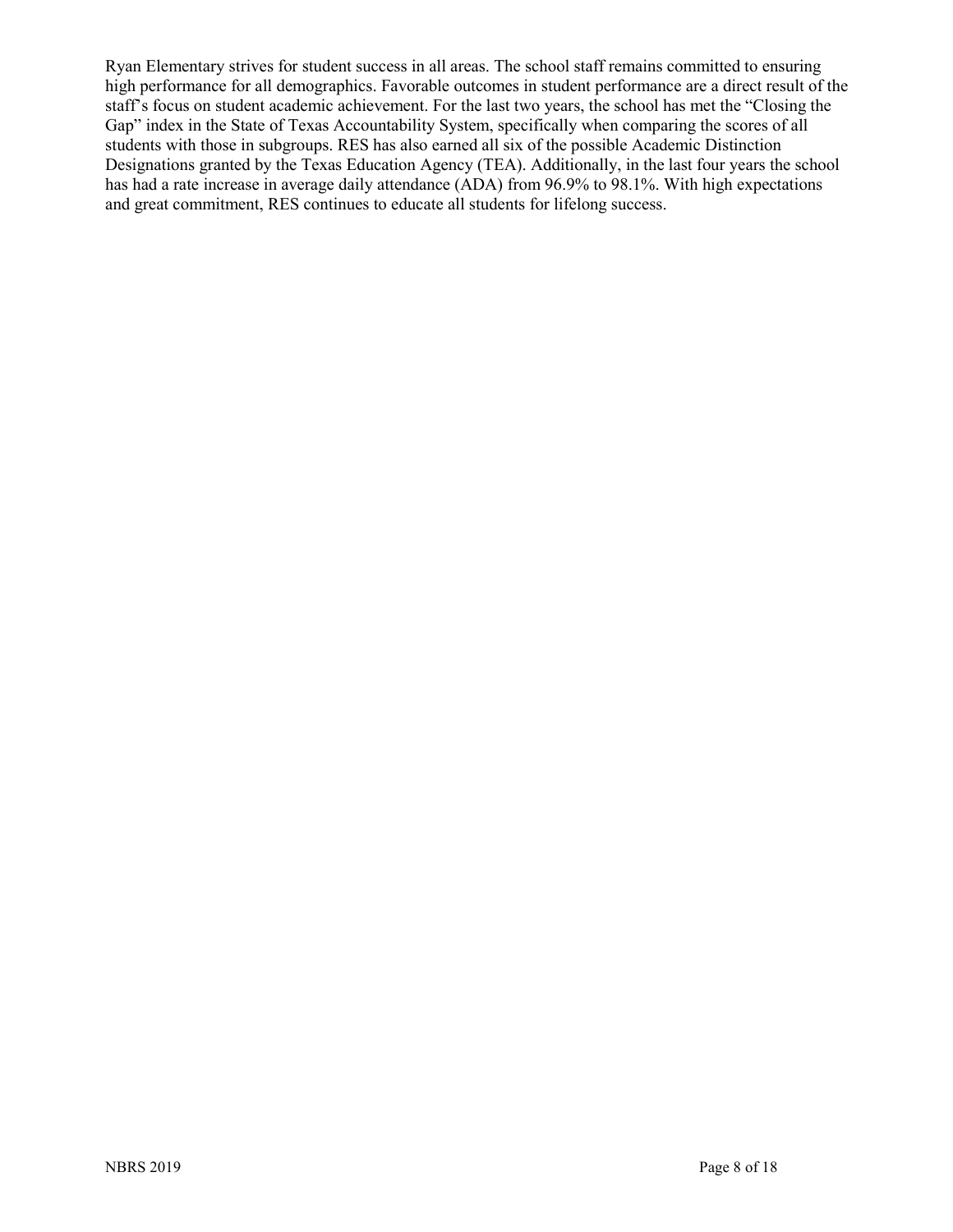Ryan Elementary strives for student success in all areas. The school staff remains committed to ensuring high performance for all demographics. Favorable outcomes in student performance are a direct result of the staff's focus on student academic achievement. For the last two years, the school has met the "Closing the Gap" index in the State of Texas Accountability System, specifically when comparing the scores of all students with those in subgroups. RES has also earned all six of the possible Academic Distinction Designations granted by the Texas Education Agency (TEA). Additionally, in the last four years the school has had a rate increase in average daily attendance (ADA) from 96.9% to 98.1%. With high expectations and great commitment, RES continues to educate all students for lifelong success.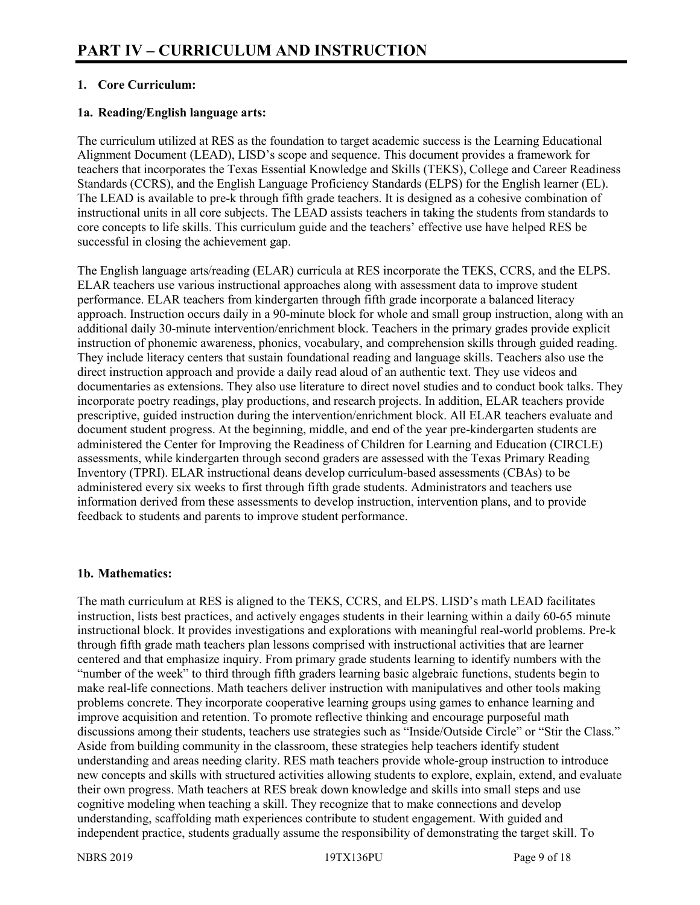# PART IV – CURRICULUM AND INSTRUCTION

## 1. Core Curriculum:

### 1a. Reading/English language arts:

The curriculum utilized at RES as the foundation to target academic success is the Learning Educational Alignment Document (LEAD), LISD's scope and sequence. This document provides a framework for teachers that incorporates the Texas Essential Knowledge and Skills (TEKS), College and Career Readiness Standards (CCRS), and the English Language Proficiency Standards (ELPS) for the English learner (EL). The LEAD is available to pre-k through fifth grade teachers. It is designed as a cohesive combination of instructional units in all core subjects. The LEAD assists teachers in taking the students from standards to core concepts to life skills. This curriculum guide and the teachers' effective use have helped RES be successful in closing the achievement gap.

The English language arts/reading (ELAR) curricula at RES incorporate the TEKS, CCRS, and the ELPS. ELAR teachers use various instructional approaches along with assessment data to improve student performance. ELAR teachers from kindergarten through fifth grade incorporate a balanced literacy approach. Instruction occurs daily in a 90-minute block for whole and small group instruction, along with an additional daily 30-minute intervention/enrichment block. Teachers in the primary grades provide explicit instruction of phonemic awareness, phonics, vocabulary, and comprehension skills through guided reading. They include literacy centers that sustain foundational reading and language skills. Teachers also use the direct instruction approach and provide a daily read aloud of an authentic text. They use videos and documentaries as extensions. They also use literature to direct novel studies and to conduct book talks. They incorporate poetry readings, play productions, and research projects. In addition, ELAR teachers provide prescriptive, guided instruction during the intervention/enrichment block. All ELAR teachers evaluate and document student progress. At the beginning, middle, and end of the year pre-kindergarten students are administered the Center for Improving the Readiness of Children for Learning and Education (CIRCLE) assessments, while kindergarten through second graders are assessed with the Texas Primary Reading Inventory (TPRI). ELAR instructional deans develop curriculum-based assessments (CBAs) to be administered every six weeks to first through fifth grade students. Administrators and teachers use information derived from these assessments to develop instruction, intervention plans, and to provide feedback to students and parents to improve student performance.

### 1b. Mathematics:

The math curriculum at RES is aligned to the TEKS, CCRS, and ELPS. LISD's math LEAD facilitates instruction, lists best practices, and actively engages students in their learning within a daily 60-65 minute instructional block. It provides investigations and explorations with meaningful real-world problems. Pre-k through fifth grade math teachers plan lessons comprised with instructional activities that are learner centered and that emphasize inquiry. From primary grade students learning to identify numbers with the "number of the week" to third through fifth graders learning basic algebraic functions, students begin to make real-life connections. Math teachers deliver instruction with manipulatives and other tools making problems concrete. They incorporate cooperative learning groups using games to enhance learning and improve acquisition and retention. To promote reflective thinking and encourage purposeful math discussions among their students, teachers use strategies such as "Inside/Outside Circle" or "Stir the Class." Aside from building community in the classroom, these strategies help teachers identify student understanding and areas needing clarity. RES math teachers provide whole-group instruction to introduce new concepts and skills with structured activities allowing students to explore, explain, extend, and evaluate their own progress. Math teachers at RES break down knowledge and skills into small steps and use cognitive modeling when teaching a skill. They recognize that to make connections and develop understanding, scaffolding math experiences contribute to student engagement. With guided and independent practice, students gradually assume the responsibility of demonstrating the target skill. To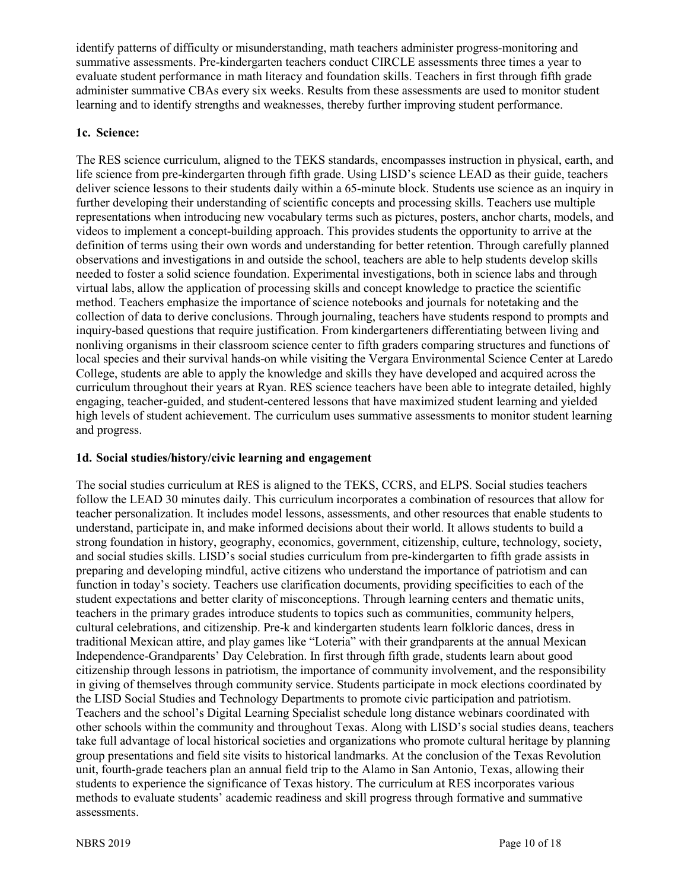identify patterns of difficulty or misunderstanding, math teachers administer progress-monitoring and summative assessments. Pre-kindergarten teachers conduct CIRCLE assessments three times a year to evaluate student performance in math literacy and foundation skills. Teachers in first through fifth grade administer summative CBAs every six weeks. Results from these assessments are used to monitor student learning and to identify strengths and weaknesses, thereby further improving student performance.

### 1c. Science:

The RES science curriculum, aligned to the TEKS standards, encompasses instruction in physical, earth, and life science from pre-kindergarten through fifth grade. Using LISD's science LEAD as their guide, teachers deliver science lessons to their students daily within a 65-minute block. Students use science as an inquiry in further developing their understanding of scientific concepts and processing skills. Teachers use multiple representations when introducing new vocabulary terms such as pictures, posters, anchor charts, models, and videos to implement a concept-building approach. This provides students the opportunity to arrive at the definition of terms using their own words and understanding for better retention. Through carefully planned observations and investigations in and outside the school, teachers are able to help students develop skills needed to foster a solid science foundation. Experimental investigations, both in science labs and through virtual labs, allow the application of processing skills and concept knowledge to practice the scientific method. Teachers emphasize the importance of science notebooks and journals for notetaking and the collection of data to derive conclusions. Through journaling, teachers have students respond to prompts and inquiry-based questions that require justification. From kindergarteners differentiating between living and nonliving organisms in their classroom science center to fifth graders comparing structures and functions of local species and their survival hands-on while visiting the Vergara Environmental Science Center at Laredo College, students are able to apply the knowledge and skills they have developed and acquired across the curriculum throughout their years at Ryan. RES science teachers have been able to integrate detailed, highly engaging, teacher-guided, and student-centered lessons that have maximized student learning and yielded high levels of student achievement. The curriculum uses summative assessments to monitor student learning and progress.

### 1d. Social studies/history/civic learning and engagement

The social studies curriculum at RES is aligned to the TEKS, CCRS, and ELPS. Social studies teachers follow the LEAD 30 minutes daily. This curriculum incorporates a combination of resources that allow for teacher personalization. It includes model lessons, assessments, and other resources that enable students to understand, participate in, and make informed decisions about their world. It allows students to build a strong foundation in history, geography, economics, government, citizenship, culture, technology, society, and social studies skills. LISD's social studies curriculum from pre-kindergarten to fifth grade assists in preparing and developing mindful, active citizens who understand the importance of patriotism and can function in today's society. Teachers use clarification documents, providing specificities to each of the student expectations and better clarity of misconceptions. Through learning centers and thematic units, teachers in the primary grades introduce students to topics such as communities, community helpers, cultural celebrations, and citizenship. Pre-k and kindergarten students learn folkloric dances, dress in traditional Mexican attire, and play games like "Loteria" with their grandparents at the annual Mexican Independence-Grandparents' Day Celebration. In first through fifth grade, students learn about good citizenship through lessons in patriotism, the importance of community involvement, and the responsibility in giving of themselves through community service. Students participate in mock elections coordinated by the LISD Social Studies and Technology Departments to promote civic participation and patriotism. Teachers and the school's Digital Learning Specialist schedule long distance webinars coordinated with other schools within the community and throughout Texas. Along with LISD's social studies deans, teachers take full advantage of local historical societies and organizations who promote cultural heritage by planning group presentations and field site visits to historical landmarks. At the conclusion of the Texas Revolution unit, fourth-grade teachers plan an annual field trip to the Alamo in San Antonio, Texas, allowing their students to experience the significance of Texas history. The curriculum at RES incorporates various methods to evaluate students' academic readiness and skill progress through formative and summative assessments.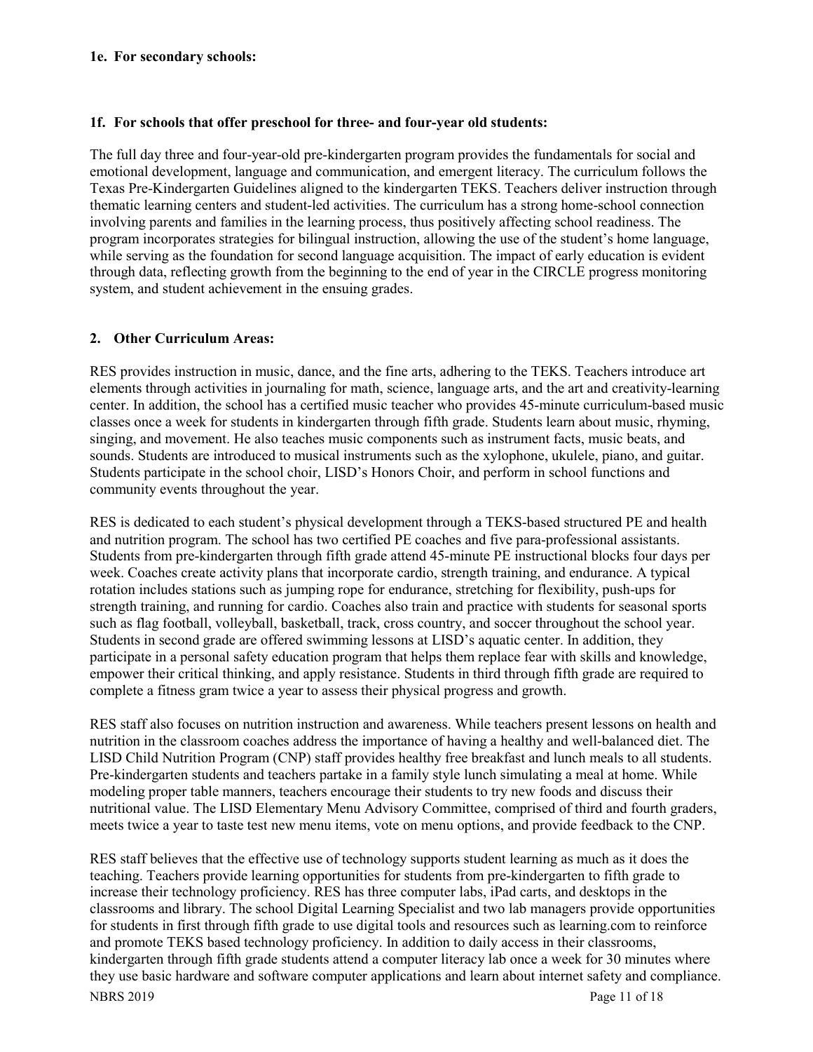**1e. For secondary schools:**

**1f. For schools that offer preschool for three- and four-year old students:**

The full day three and four-year-old pre-kindergarten program provides the fundamentals for social and emotional development, language and communication, and emergent literacy. The curriculum follows the Texas Pre-Kindergarten Guidelines aligned to the kindergarten TEKS. Teachers deliver instruction through thematic learning centers and student-led activities. The curriculum has a strong home-school connection involving parents and families in the learning process, thus positively affecting school readiness. The program incorporates strategies for bilingual instruction, allowing the use of the student's home language, while serving as the foundation for second language acquisition. The impact of early education is evident through data, reflecting growth from the beginning to the end of year in the CIRCLE progress monitoring system, and student achievement in the ensuing grades.

## 2. Other Curriculum Areas:

RES provides instruction in music, dance, and the fine arts, adhering to the TEKS. Teachers introduce art elements through activities in journaling for math, science, language arts, and the art and creativity-learning center. In addition, the school has a certified music teacher who provides 45-minute curriculum-based music classes once a week for students in kindergarten through fifth grade. Students learn about music, rhyming, singing, and movement. He also teaches music components such as instrument facts, music beats, and sounds. Students are introduced to musical instruments such as the xylophone, ukulele, piano, and guitar. Students participate in the school choir, LISD's Honors Choir, and perform in school functions and community events throughout the year.

RES is dedicated to each student's physical development through a TEKS-based structured PE and health and nutrition program. The school has two certified PE coaches and five para-professional assistants. Students from pre-kindergarten through fifth grade attend 45-minute PE instructional blocks four days per week. Coaches create activity plans that incorporate cardio, strength training, and endurance. A typical rotation includes stations such as jumping rope for endurance, stretching for flexibility, push-ups for strength training, and running for cardio. Coaches also train and practice with students for seasonal sports such as flag football, volleyball, basketball, track, cross country, and soccer throughout the school year. Students in second grade are offered swimming lessons at LISD's aquatic center. In addition, they participate in a personal safety education program that helps them replace fear with skills and knowledge, empower their critical thinking, and apply resistance. Students in third through fifth grade are required to complete a fitness gram twice a year to assess their physical progress and growth.

RES staff also focuses on nutrition instruction and awareness. While teachers present lessons on health and nutrition in the classroom coaches address the importance of having a healthy and well-balanced diet. The LISD Child Nutrition Program (CNP) staff provides healthy free breakfast and lunch meals to all students. Pre-kindergarten students and teachers partake in a family style lunch simulating a meal at home. While modeling proper table manners, teachers encourage their students to try new foods and discuss their nutritional value. The LISD Elementary Menu Advisory Committee, comprised of third and fourth graders, meets twice a year to taste test new menu items, vote on menu options, and provide feedback to the CNP.

RES staff believes that the effective use of technology supports student learning as much as it does the teaching. Teachers provide learning opportunities for students from pre-kindergarten to fifth grade to increase their technology proficiency. RES has three computer labs, iPad carts, and desktops in the classrooms and library. The school Digital Learning Specialist and two lab managers provide opportunities for students in first through fifth grade to use digital tools and resources such as learning.com to reinforce and promote TEKS based technology proficiency. In addition to daily access in their classrooms, kindergarten through fifth grade students attend a computer literacy lab once a week for 30 minutes where they use basic hardware and software computer applications and learn about internet safety and compliance.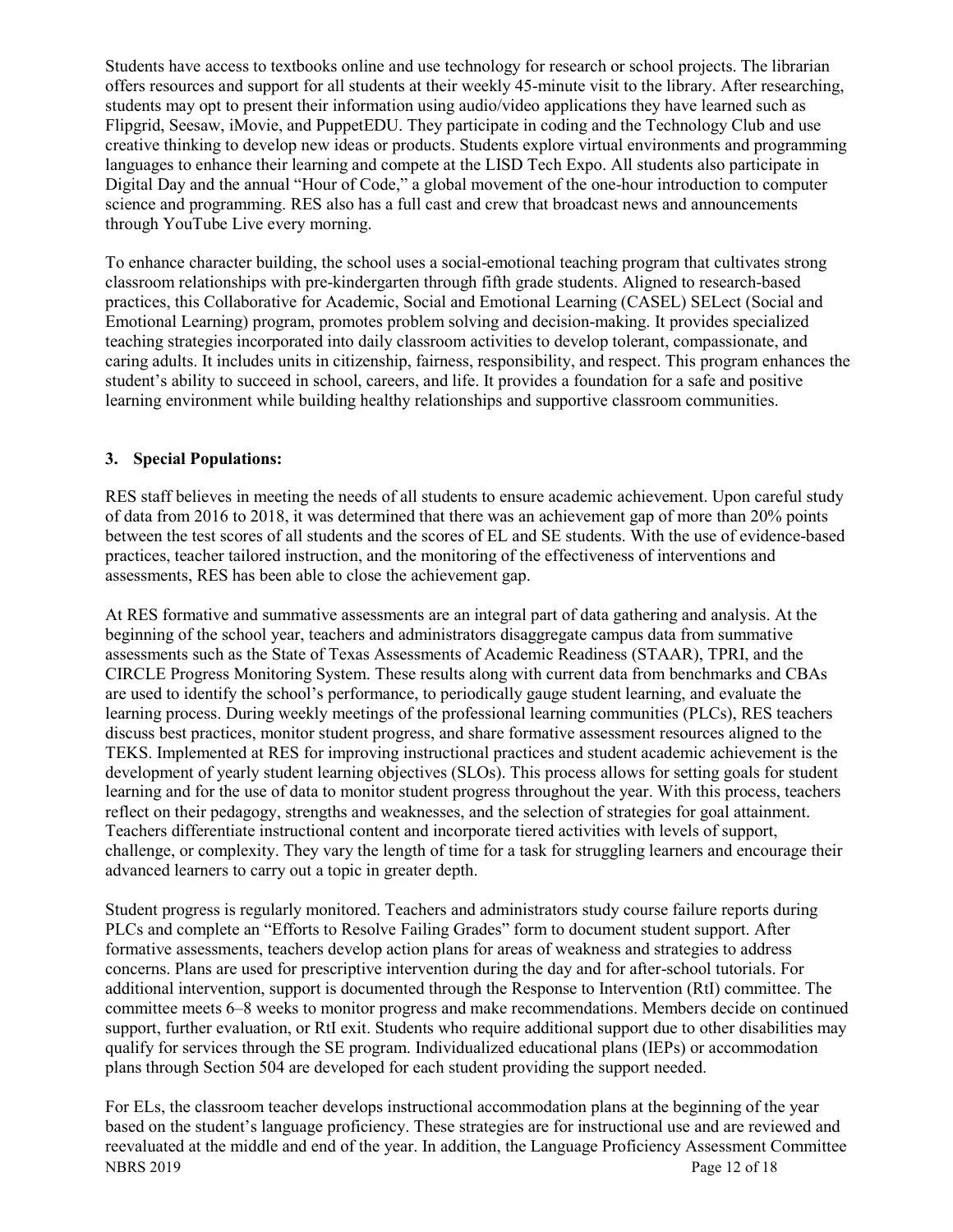Students have access to textbooks online and use technology for research or school projects. The librarian offers resources and support for all students at their weekly 45-minute visit to the library. After researching, students may opt to present their information using audio/video applications they have learned such as Flipgrid, Seesaw, iMovie, and PuppetEDU. They participate in coding and the Technology Club and use creative thinking to develop new ideas or products. Students explore virtual environments and programming languages to enhance their learning and compete at the LISD Tech Expo. All students also participate in Digital Day and the annual "Hour of Code," a global movement of the one-hour introduction to computer science and programming. RES also has a full cast and crew that broadcast news and announcements through YouTube Live every morning.

To enhance character building, the school uses a social-emotional teaching program that cultivates strong classroom relationships with pre-kindergarten through fifth grade students. Aligned to research-based practices, this Collaborative for Academic, Social and Emotional Learning (CASEL) SELect (Social and Emotional Learning) program, promotes problem solving and decision-making. It provides specialized teaching strategies incorporated into daily classroom activities to develop tolerant, compassionate, and caring adults. It includes units in citizenship, fairness, responsibility, and respect. This program enhances the student's ability to succeed in school, careers, and life. It provides a foundation for a safe and positive learning environment while building healthy relationships and supportive classroom communities.

### 3. Special Populations:

RES staff believes in meeting the needs of all students to ensure academic achievement. Upon careful study of data from 2016 to 2018, it was determined that there was an achievement gap of more than 20% points between the test scores of all students and the scores of EL and SE students. With the use of evidence-based practices, teacher tailored instruction, and the monitoring of the effectiveness of interventions and assessments, RES has been able to close the achievement gap.

At RES formative and summative assessments are an integral part of data gathering and analysis. At the beginning of the school year, teachers and administrators disaggregate campus data from summative assessments such as the State of Texas Assessments of Academic Readiness (STAAR), TPRI, and the CIRCLE Progress Monitoring System. These results along with current data from benchmarks and CBAs are used to identify the school's performance, to periodically gauge student learning, and evaluate the learning process. During weekly meetings of the professional learning communities (PLCs), RES teachers discuss best practices, monitor student progress, and share formative assessment resources aligned to the TEKS. Implemented at RES for improving instructional practices and student academic achievement is the development of yearly student learning objectives (SLOs). This process allows for setting goals for student learning and for the use of data to monitor student progress throughout the year. With this process, teachers reflect on their pedagogy, strengths and weaknesses, and the selection of strategies for goal attainment. Teachers differentiate instructional content and incorporate tiered activities with levels of support, challenge, or complexity. They vary the length of time for a task for struggling learners and encourage their advanced learners to carry out a topic in greater depth.

Student progress is regularly monitored. Teachers and administrators study course failure reports during PLCs and complete an "Efforts to Resolve Failing Grades" form to document student support. After formative assessments, teachers develop action plans for areas of weakness and strategies to address concerns. Plans are used for prescriptive intervention during the day and for after-school tutorials. For additional intervention, support is documented through the Response to Intervention (RtI) committee. The committee meets 6–8 weeks to monitor progress and make recommendations. Members decide on continued support, further evaluation, or RtI exit. Students who require additional support due to other disabilities may qualify for services through the SE program. Individualized educational plans (IEPs) or accommodation plans through Section 504 are developed for each student providing the support needed.

For ELs, the classroom teacher develops instructional accommodation plans at the beginning of the year based on the student's language proficiency. These strategies are for instructional use and are reviewed and reevaluated at the middle and end of the year. In addition, the Language Proficiency Assessment Committee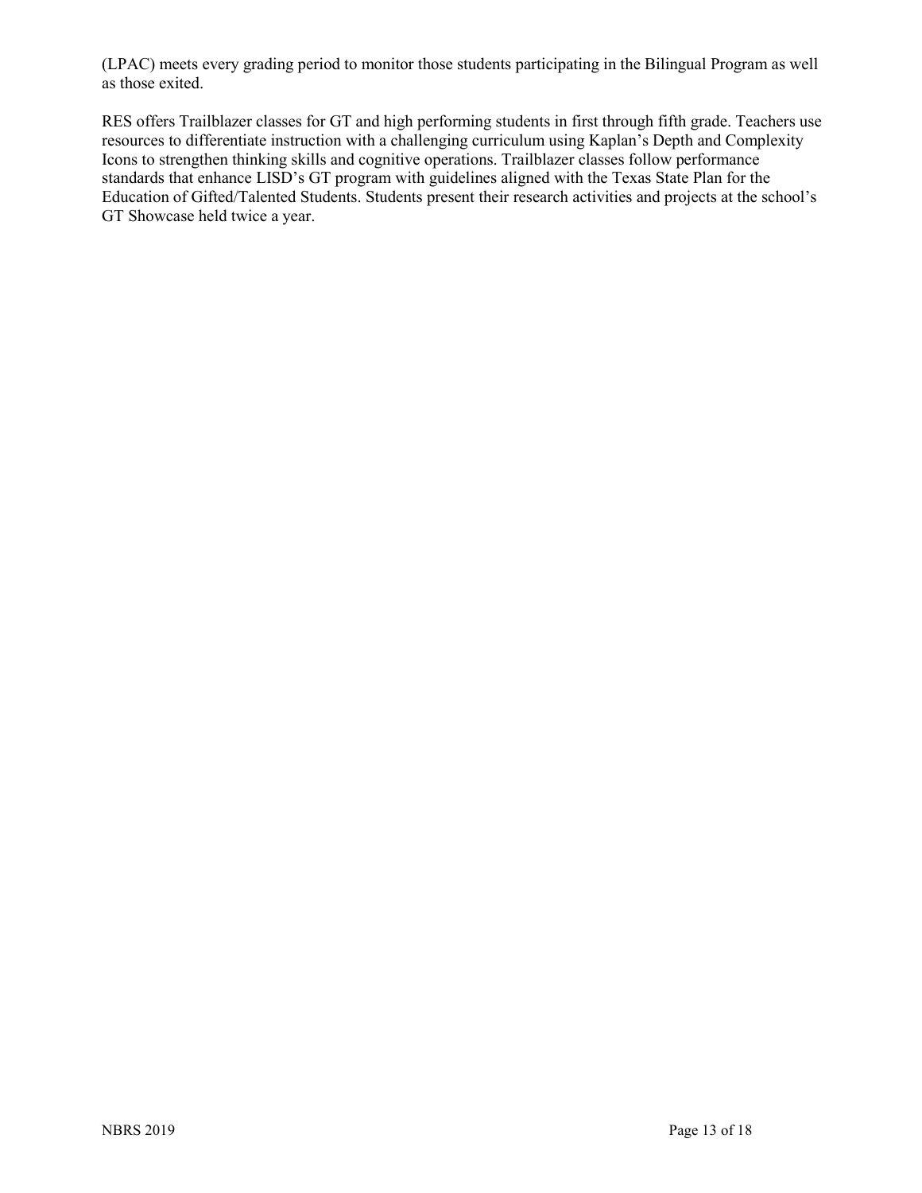(LPAC) meets every grading period to monitor those students participating in the Bilingual Program as well as those exited.

RES offers Trailblazer classes for GT and high performing students in first through fifth grade. Teachers use resources to differentiate instruction with a challenging curriculum using Kaplan's Depth and Complexity Icons to strengthen thinking skills and cognitive operations. Trailblazer classes follow performance standards that enhance LISD's GT program with guidelines aligned with the Texas State Plan for the Education of Gifted/Talented Students. Students present their research activities and projects at the school's GT Showcase held twice a year.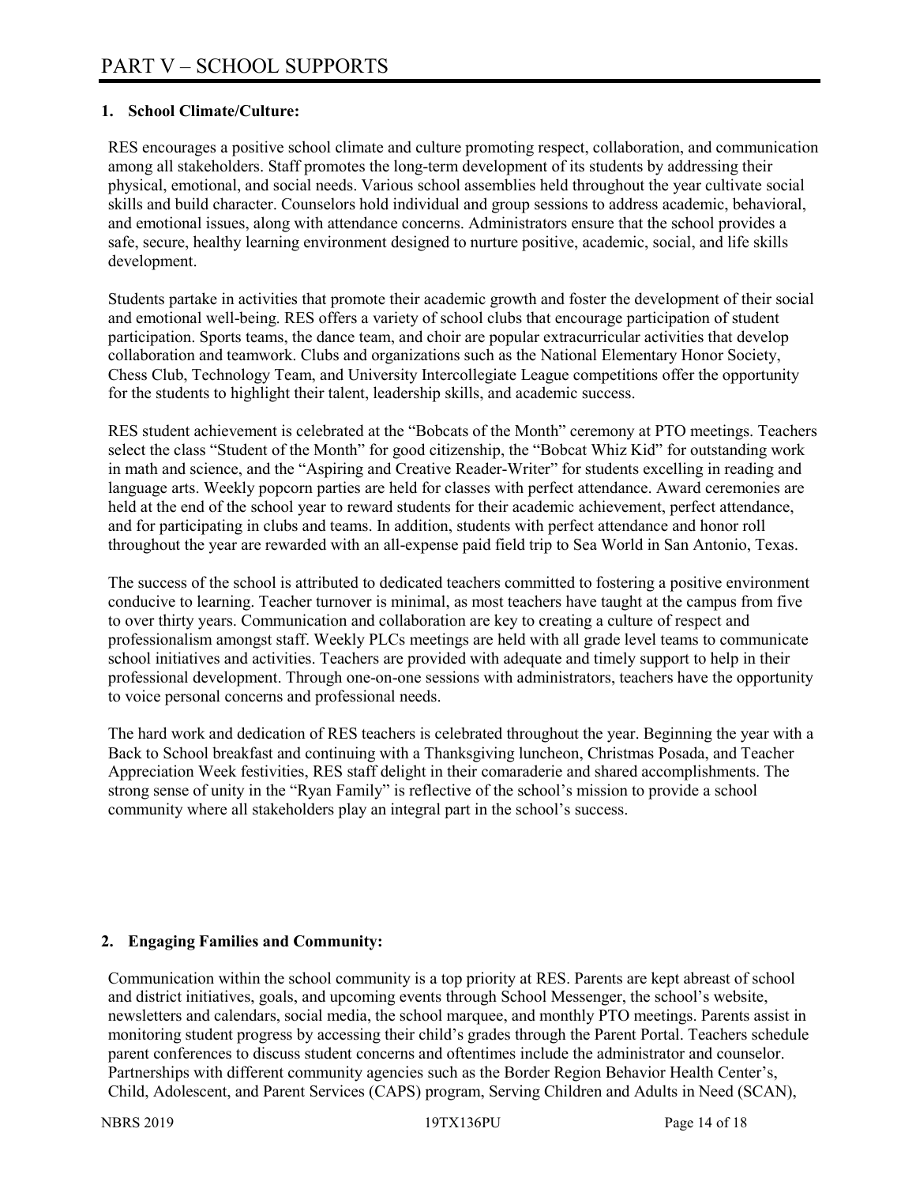# PART V – SCHOOL SUPPORTS

## 1. School Climate/Culture:

RES encourages a positive school climate and culture promoting respect, collaboration, and communication among all stakeholders. Staff promotes the long-term development of its students by addressing their physical, emotional, and social needs. Various school assemblies held throughout the year cultivate social skills and build character. Counselors hold individual and group sessions to address academic, behavioral, and emotional issues, along with attendance concerns. Administrators ensure that the school provides a safe, secure, healthy learning environment designed to nurture positive, academic, social, and life skills development.

Students partake in activities that promote their academic growth and foster the development of their social and emotional well-being. RES offers a variety of school clubs that encourage participation of student participation. Sports teams, the dance team, and choir are popular extracurricular activities that develop collaboration and teamwork. Clubs and organizations such as the National Elementary Honor Society, Chess Club, Technology Team, and University Intercollegiate League competitions offer the opportunity for the students to highlight their talent, leadership skills, and academic success.

RES student achievement is celebrated at the "Bobcats of the Month" ceremony at PTO meetings. Teachers select the class "Student of the Month" for good citizenship, the "Bobcat Whiz Kid" for outstanding work in math and science, and the "Aspiring and Creative Reader-Writer" for students excelling in reading and language arts. Weekly popcorn parties are held for classes with perfect attendance. Award ceremonies are held at the end of the school year to reward students for their academic achievement, perfect attendance, and for participating in clubs and teams. In addition, students with perfect attendance and honor roll throughout the year are rewarded with an all-expense paid field trip to Sea World in San Antonio, Texas.

The success of the school is attributed to dedicated teachers committed to fostering a positive environment conducive to learning. Teacher turnover is minimal, as most teachers have taught at the campus from five to over thirty years. Communication and collaboration are key to creating a culture of respect and professionalism amongst staff. Weekly PLCs meetings are held with all grade level teams to communicate school initiatives and activities. Teachers are provided with adequate and timely support to help in their professional development. Through one-on-one sessions with administrators, teachers have the opportunity to voice personal concerns and professional needs.

The hard work and dedication of RES teachers is celebrated throughout the year. Beginning the year with a Back to School breakfast and continuing with a Thanksgiving luncheon, Christmas Posada, and Teacher Appreciation Week festivities, RES staff delight in their comaraderie and shared accomplishments. The strong sense of unity in the "Ryan Family" is reflective of the school's mission to provide a school community where all stakeholders play an integral part in the school's success.

## 2. Engaging Families and Community:

Communication within the school community is a top priority at RES. Parents are kept abreast of school and district initiatives, goals, and upcoming events through School Messenger, the school's website, newsletters and calendars, social media, the school marquee, and monthly PTO meetings. Parents assist in monitoring student progress by accessing their child's grades through the Parent Portal. Teachers schedule parent conferences to discuss student concerns and oftentimes include the administrator and counselor. Partnerships with different community agencies such as the Border Region Behavior Health Center's, Child, Adolescent, and Parent Services (CAPS) program, Serving Children and Adults in Need (SCAN),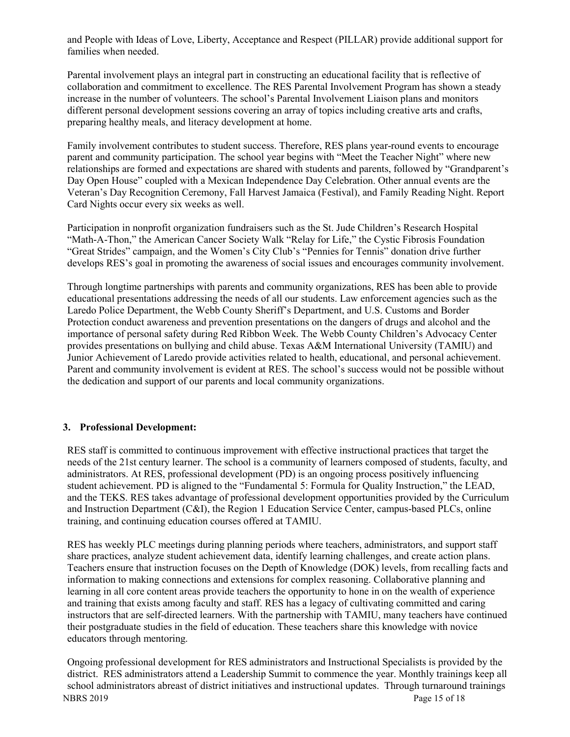and People with Ideas of Love, Liberty, Acceptance and Respect (PILLAR) provide additional support for families when needed.

Parental involvement plays an integral part in constructing an educational facility that is reflective of collaboration and commitment to excellence. The RES Parental Involvement Program has shown a steady increase in the number of volunteers. The school's Parental Involvement Liaison plans and monitors different personal development sessions covering an array of topics including creative arts and crafts, preparing healthy meals, and literacy development at home.

Family involvement contributes to student success. Therefore, RES plans year-round events to encourage parent and community participation. The school year begins with "Meet the Teacher Night" where new relationships are formed and expectations are shared with students and parents, followed by "Grandparent's Day Open House" coupled with a Mexican Independence Day Celebration. Other annual events are the Veteran's Day Recognition Ceremony, Fall Harvest Jamaica (Festival), and Family Reading Night. Report Card Nights occur every six weeks as well.

Participation in nonprofit organization fundraisers such as the St. Jude Children's Research Hospital "Math-A-Thon," the American Cancer Society Walk "Relay for Life," the Cystic Fibrosis Foundation "Great Strides" campaign, and the Women's City Club's "Pennies for Tennis" donation drive further develops RES's goal in promoting the awareness of social issues and encourages community involvement.

Through longtime partnerships with parents and community organizations, RES has been able to provide educational presentations addressing the needs of all our students. Law enforcement agencies such as the Laredo Police Department, the Webb County Sheriff's Department, and U.S. Customs and Border Protection conduct awareness and prevention presentations on the dangers of drugs and alcohol and the importance of personal safety during Red Ribbon Week. The Webb County Children's Advocacy Center provides presentations on bullying and child abuse. Texas A&M International University (TAMIU) and Junior Achievement of Laredo provide activities related to health, educational, and personal achievement. Parent and community involvement is evident at RES. The school's success would not be possible without the dedication and support of our parents and local community organizations.

### 3. Professional Development:

RES staff is committed to continuous improvement with effective instructional practices that target the needs of the 21st century learner. The school is a community of learners composed of students, faculty, and administrators. At RES, professional development (PD) is an ongoing process positively influencing student achievement. PD is aligned to the "Fundamental 5: Formula for Quality Instruction," the LEAD, and the TEKS. RES takes advantage of professional development opportunities provided by the Curriculum and Instruction Department (C&I), the Region 1 Education Service Center, campus-based PLCs, online training, and continuing education courses offered at TAMIU.

RES has weekly PLC meetings during planning periods where teachers, administrators, and support staff share practices, analyze student achievement data, identify learning challenges, and create action plans. Teachers ensure that instruction focuses on the Depth of Knowledge (DOK) levels, from recalling facts and information to making connections and extensions for complex reasoning. Collaborative planning and learning in all core content areas provide teachers the opportunity to hone in on the wealth of experience and training that exists among faculty and staff. RES has a legacy of cultivating committed and caring instructors that are self-directed learners. With the partnership with TAMIU, many teachers have continued their postgraduate studies in the field of education. These teachers share this knowledge with novice educators through mentoring.

Ongoing professional development for RES administrators and Instructional Specialists is provided by the district. RES administrators attend a Leadership Summit to commence the year. Monthly trainings keep all school administrators abreast of district initiatives and instructional updates. Through turnaround trainings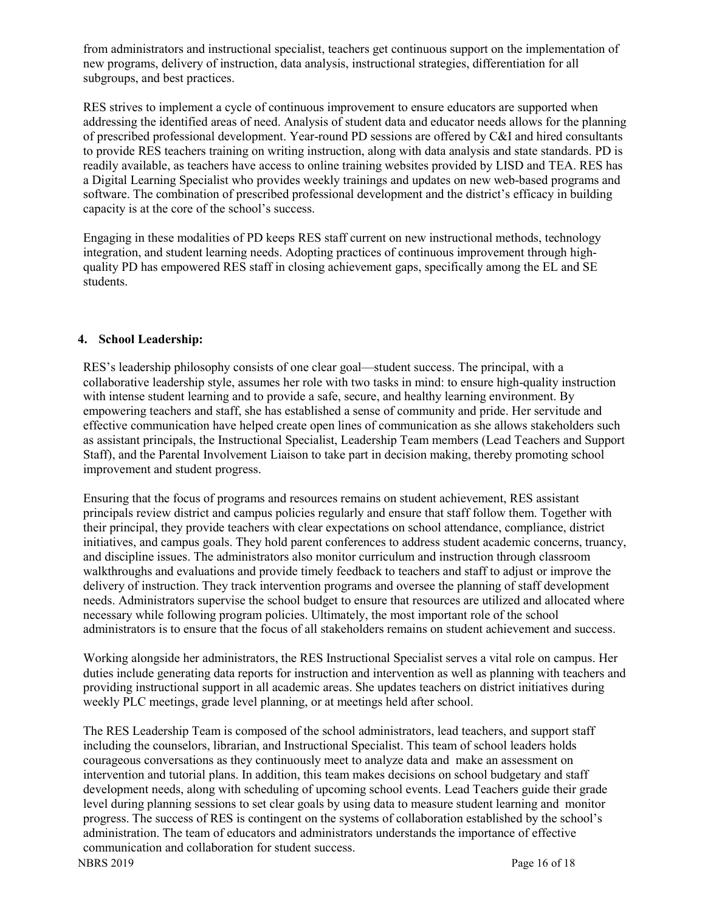from administrators and instructional specialist, teachers get continuous support on the implementation of new programs, delivery of instruction, data analysis, instructional strategies, differentiation for all subgroups, and best practices.

RES strives to implement a cycle of continuous improvement to ensure educators are supported when addressing the identified areas of need. Analysis of student data and educator needs allows for the planning of prescribed professional development. Year-round PD sessions are offered by C&I and hired consultants to provide RES teachers training on writing instruction, along with data analysis and state standards. PD is readily available, as teachers have access to online training websites provided by LISD and TEA. RES has a Digital Learning Specialist who provides weekly trainings and updates on new web-based programs and software. The combination of prescribed professional development and the district's efficacy in building capacity is at the core of the school's success.

Engaging in these modalities of PD keeps RES staff current on new instructional methods, technology integration, and student learning needs. Adopting practices of continuous improvement through high-quality PD has empowered RES staff in closing achievement gaps, specifically among the EL and SE students.

**4. School Leadership:**

RES's leadership philosophy consists of one clear goal—student success. The principal, with a collaborative leadership style, assumes her role with two tasks in mind: to ensure high-quality instruction with intense student learning and to provide a safe, secure, and healthy learning environment. By empowering teachers and staff, she has established a sense of community and pride. Her servitude and effective communication have helped create open lines of communication as she allows stakeholders such as assistant principals, the Instructional Specialist, Leadership Team members (Lead Teachers and Support Staff), and the Parental Involvement Liaison to take part in decision making, thereby promoting school improvement and student progress.

Ensuring that the focus of programs and resources remains on student achievement, RES assistant principals review district and campus policies regularly and ensure that staff follow them. Together with their principal, they provide teachers with clear expectations on school attendance, compliance, district initiatives, and campus goals. They hold parent conferences to address student academic concerns, truancy, and discipline issues. The administrators also monitor curriculum and instruction through classroom walkthroughs and evaluations and provide timely feedback to teachers and staff to adjust or improve the delivery of instruction. They track intervention programs and oversee the planning of staff development needs. Administrators supervise the school budget to ensure that resources are utilized and allocated where necessary while following program policies. Ultimately, the most important role of the school administrators is to ensure that the focus of all stakeholders remains on student achievement and success.

Working alongside her administrators, the RES Instructional Specialist serves a vital role on campus. Her duties include generating data reports for instruction and intervention as well as planning with teachers and providing instructional support in all academic areas. She updates teachers on district initiatives during weekly PLC meetings, grade level planning, or at meetings held after school.

The RES Leadership Team is composed of the school administrators, lead teachers, and support staff including the counselors, librarian, and Instructional Specialist. This team of school leaders holds courageous conversations as they continuously meet to analyze data and make an assessment on intervention and tutorial plans. In addition, this team makes decisions on school budgetary and staff development needs, along with scheduling of upcoming school events. Lead Teachers guide their grade level during planning sessions to set clear goals by using data to measure student learning and monitor progress. The success of RES is contingent on the systems of collaboration established by the school's administration. The team of educators and administrators understands the importance of effective communication and collaboration for student success.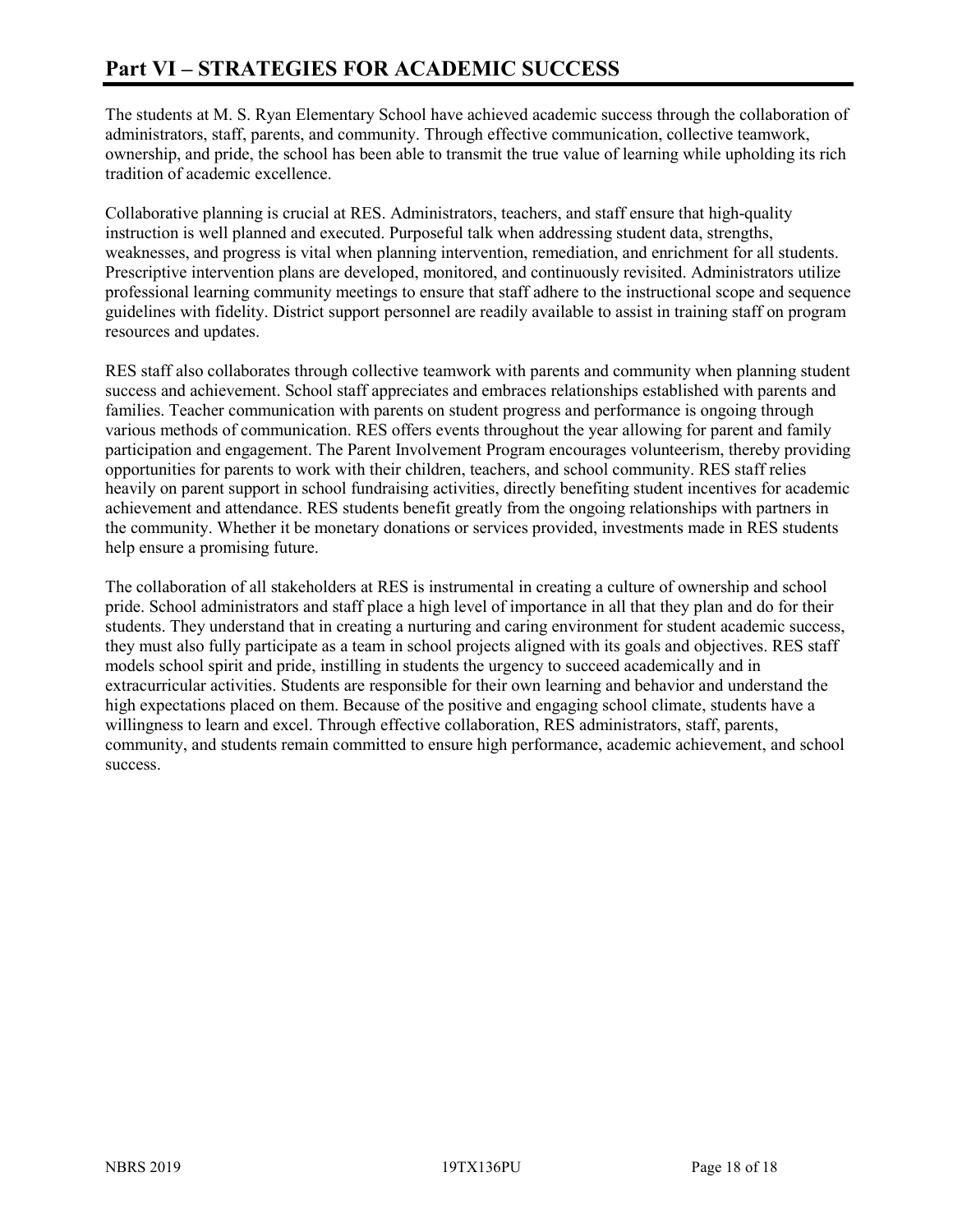# Part VI – STRATEGIES FOR ACADEMIC SUCCESS

The students at M. S. Ryan Elementary School have achieved academic success through the collaboration of administrators, staff, parents, and community. Through effective communication, collective teamwork, ownership, and pride, the school has been able to transmit the true value of learning while upholding its rich tradition of academic excellence.

Collaborative planning is crucial at RES. Administrators, teachers, and staff ensure that high-quality instruction is well planned and executed. Purposeful talk when addressing student data, strengths, weaknesses, and progress is vital when planning intervention, remediation, and enrichment for all students. Prescriptive intervention plans are developed, monitored, and continuously revisited. Administrators utilize professional learning community meetings to ensure that staff adhere to the instructional scope and sequence guidelines with fidelity. District support personnel are readily available to assist in training staff on program resources and updates.

RES staff also collaborates through collective teamwork with parents and community when planning student success and achievement. School staff appreciates and embraces relationships established with parents and families. Teacher communication with parents on student progress and performance is ongoing through various methods of communication. RES offers events throughout the year allowing for parent and family participation and engagement. The Parent Involvement Program encourages volunteerism, thereby providing opportunities for parents to work with their children, teachers, and school community. RES staff relies heavily on parent support in school fundraising activities, directly benefiting student incentives for academic achievement and attendance. RES students benefit greatly from the ongoing relationships with partners in the community. Whether it be monetary donations or services provided, investments made in RES students help ensure a promising future.

The collaboration of all stakeholders at RES is instrumental in creating a culture of ownership and school pride. School administrators and staff place a high level of importance in all that they plan and do for their students. They understand that in creating a nurturing and caring environment for student academic success, they must also fully participate as a team in school projects aligned with its goals and objectives. RES staff models school spirit and pride, instilling in students the urgency to succeed academically and in extracurricular activities. Students are responsible for their own learning and behavior and understand the high expectations placed on them. Because of the positive and engaging school climate, students have a willingness to learn and excel. Through effective collaboration, RES administrators, staff, parents, community, and students remain committed to ensure high performance, academic achievement, and school success.